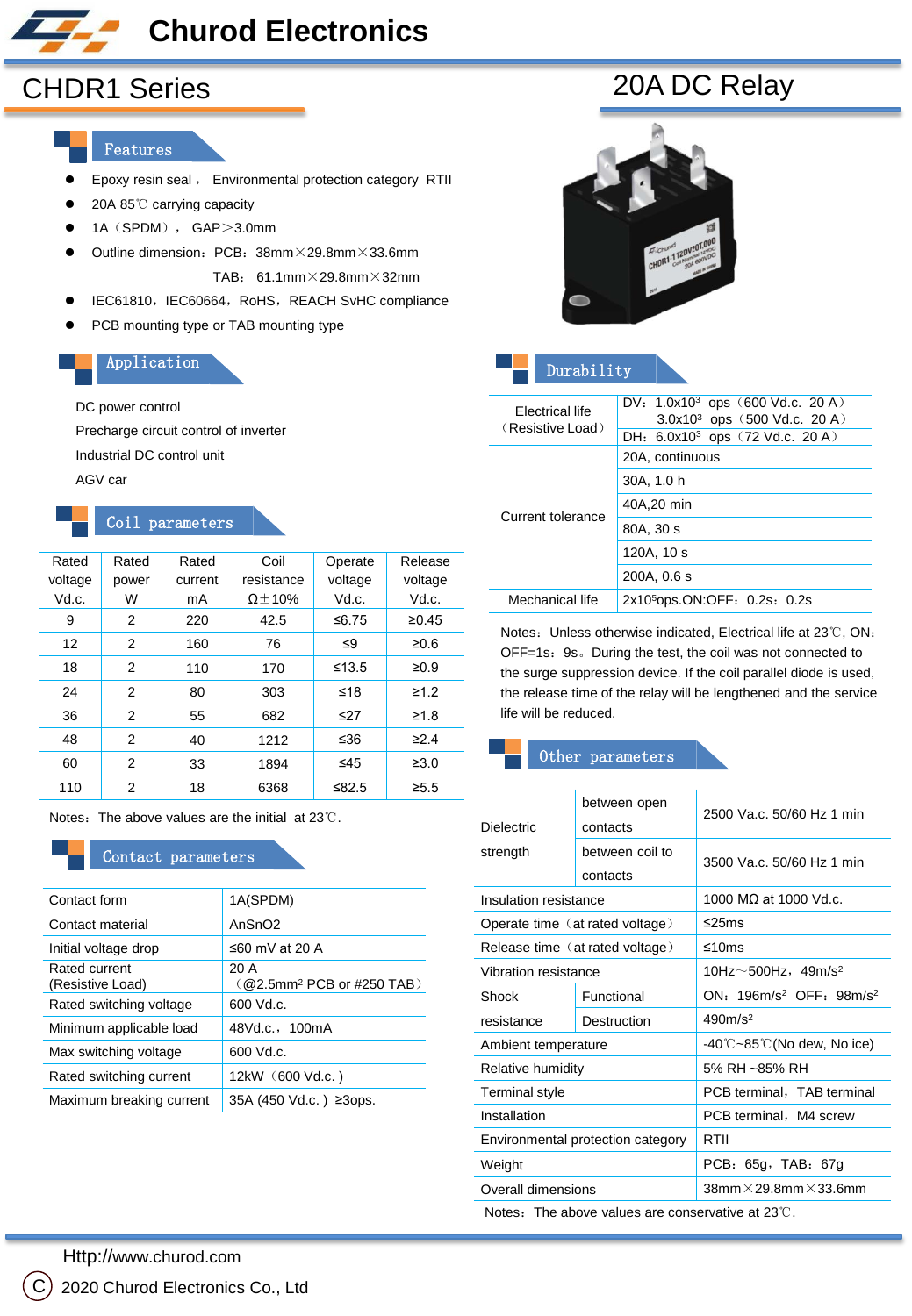# Churod Electronics

## CHDR1 Series

## 20A DC Relay

### Features

- Epoxy resin seal， Environmental protection category RTII
- 20A 85℃ carrying capacity
- 1A（SPDM）， GAP＞3.0mm
- Outline dimension：PCB：38mm×29.8mm×33.6mm
  TAB： 61.1mm×29.8mm×32mm
- IEC61810，IEC60664，RoHS，REACH SvHC compliance
- PCB mounting type or TAB mounting type

### Application

DC power control
Precharge circuit control of inverter
Industrial DC control unit
AGV car

### Coil parameters

| Rated voltage Vd.c. | Rated power W | Rated current mA | Coil resistance Ω±10% | Operate voltage Vd.c. | Release voltage Vd.c. |
|---|---|---|---|---|---|
| 9 | 2 | 220 | 42.5 | ≤6.75 | ≥0.45 |
| 12 | 2 | 160 | 76 | ≤9 | ≥0.6 |
| 18 | 2 | 110 | 170 | ≤13.5 | ≥0.9 |
| 24 | 2 | 80 | 303 | ≤18 | ≥1.2 |
| 36 | 2 | 55 | 682 | ≤27 | ≥1.8 |
| 48 | 2 | 40 | 1212 | ≤36 | ≥2.4 |
| 60 | 2 | 33 | 1894 | ≤45 | ≥3.0 |
| 110 | 2 | 18 | 6368 | ≤82.5 | ≥5.5 |

Notes：The above values are the initial at 23℃.

### Contact parameters

| Contact form | 1A(SPDM) |
|---|---|
| Contact material | AnSnO2 |
| Initial voltage drop | ≤60 mV at 20 A |
| Rated current (Resistive Load) | 20 A（@2.5mm² PCB or #250 TAB） |
| Rated switching voltage | 600 Vd.c. |
| Minimum applicable load | 48Vd.c.，100mA |
| Max switching voltage | 600 Vd.c. |
| Rated switching current | 12kW（600 Vd.c.） |
| Maximum breaking current | 35A (450 Vd.c.) ≥3ops. |

### Durability

| | |
|---|---|
| Electrical life（Resistive Load） | DV：$1.0 \times 10^3$ ops（600 Vd.c. 20 A） $3.0 \times 10^3$ ops（500 Vd.c. 20 A） |
| | DH：$6.0 \times 10^3$ ops（72 Vd.c. 20 A） |
| Current tolerance | 20A, continuous |
| | 30A, 1.0 h |
| | 40A,20 min |
| | 80A, 30 s |
| | 120A, 10 s |
| | 200A, 0.6 s |
| Mechanical life | $2 \times 10^5$ops.ON:OFF：0.2s：0.2s |

Notes：Unless otherwise indicated, Electrical life at 23℃, ON：OFF=1s：9s。During the test, the coil was not connected to the surge suppression device. If the coil parallel diode is used, the release time of the relay will be lengthened and the service life will be reduced.

### Other parameters

| | | |
|---|---|---|
| Dielectric strength | between open contacts | 2500 Va.c. 50/60 Hz 1 min |
| | between coil to contacts | 3500 Va.c. 50/60 Hz 1 min |
| Insulation resistance | | 1000 MΩ at 1000 Vd.c. |
| Operate time（at rated voltage） | | ≤25ms |
| Release time（at rated voltage） | | ≤10ms |
| Vibration resistance | | 10Hz～500Hz，49m/s² |
| Shock resistance | Functional | ON：196m/s² OFF：98m/s² |
| | Destruction | 490m/s² |
| Ambient temperature | | -40℃~85℃(No dew, No ice) |
| Relative humidity | | 5% RH ~85% RH |
| Terminal style | | PCB terminal，TAB terminal |
| Installation | | PCB terminal，M4 screw |
| Environmental protection category | | RTII |
| Weight | | PCB：65g，TAB：67g |
| Overall dimensions | | 38mm×29.8mm×33.6mm |

Notes：The above values are conservative at 23℃.

Http://www.churod.com

Ⓒ 2020 Churod Electronics Co., Ltd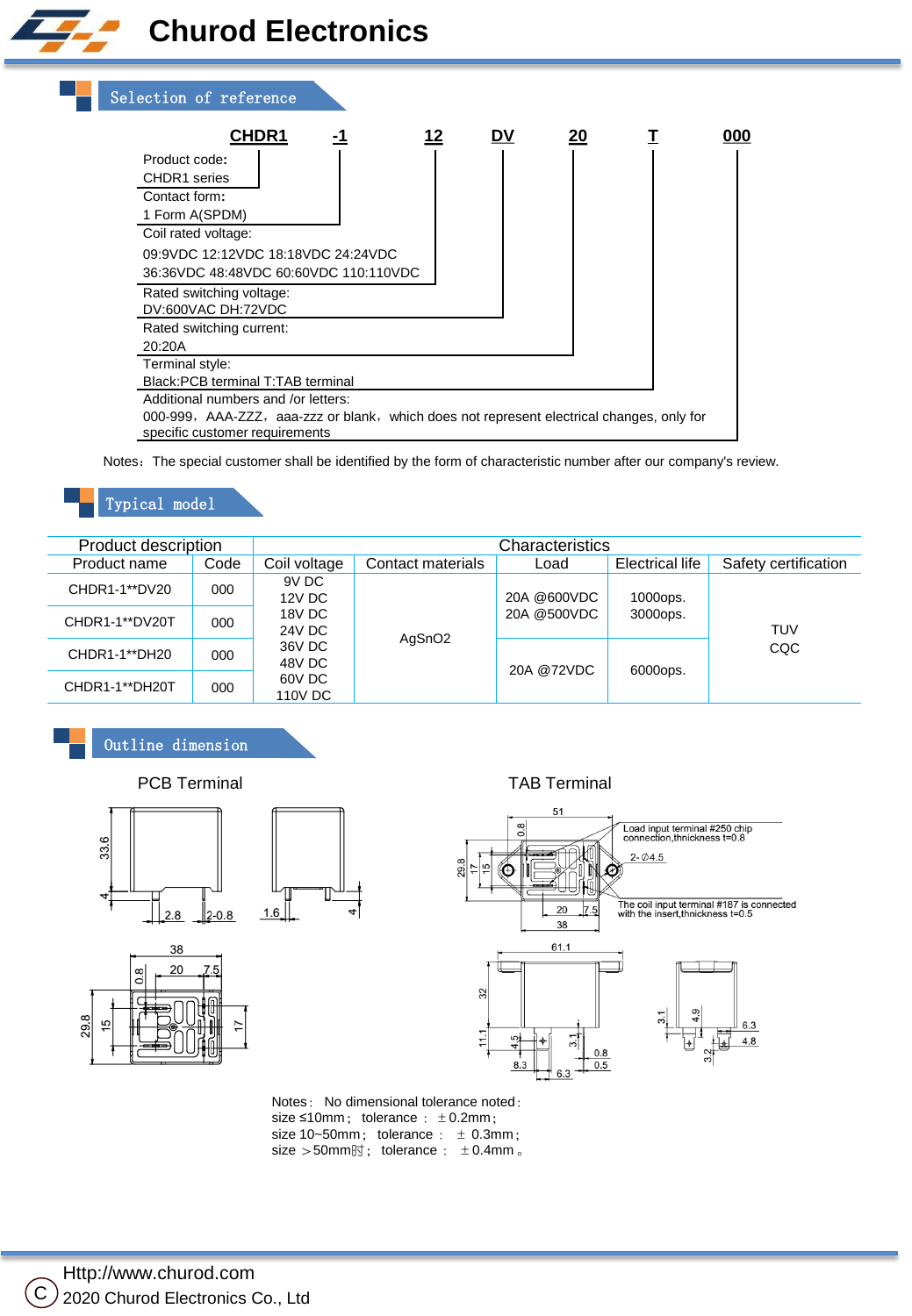# Churod Electronics

## Selection of reference

**CHDR1** **-1** **12** **DV** **20** **T** **000**

- Product code: CHDR1 series
- Contact form: 1 Form A(SPDM)
- Coil rated voltage: 09:9VDC 12:12VDC 18:18VDC 24:24VDC 36:36VDC 48:48VDC 60:60VDC 110:110VDC
- Rated switching voltage: DV:600VAC DH:72VDC
- Rated switching current: 20:20A
- Terminal style: Black:PCB terminal T:TAB terminal
- Additional numbers and /or letters: 000-999，AAA-ZZZ，aaa-zzz or blank，which does not represent electrical changes, only for specific customer requirements

Notes：The special customer shall be identified by the form of characteristic number after our company's review.

## Typical model

| Product description | | Characteristics | | | | |
|---|---|---|---|---|---|---|
| Product name | Code | Coil voltage | Contact materials | Load | Electrical life | Safety certification |
| CHDR1-1**DV20 | 000 | 9V DC<br>12V DC<br>18V DC<br>24V DC<br>36V DC<br>48V DC<br>60V DC<br>110V DC | AgSnO2 | 20A @600VDC<br>20A @500VDC | 1000ops.<br>3000ops. | TUV<br>CQC |
| CHDR1-1**DV20T | 000 | | | | | |
| CHDR1-1**DH20 | 000 | | | 20A @72VDC | 6000ops. | |
| CHDR1-1**DH20T | 000 | | | | | |

## Outline dimension

PCB Terminal

TAB Terminal

Load input terminal #250 chip connection,thnickness t=0.8

2-Ø4.5

The coil input terminal #187 is connected with the insert,thnickness t=0.5

Notes： No dimensional tolerance noted：
size ≤10mm； tolerance ： ±0.2mm；
size 10~50mm； tolerance ： ± 0.3mm；
size ＞50mm时； tolerance ： ± 0.4mm 。

Http://www.churod.com
© 2020 Churod Electronics Co., Ltd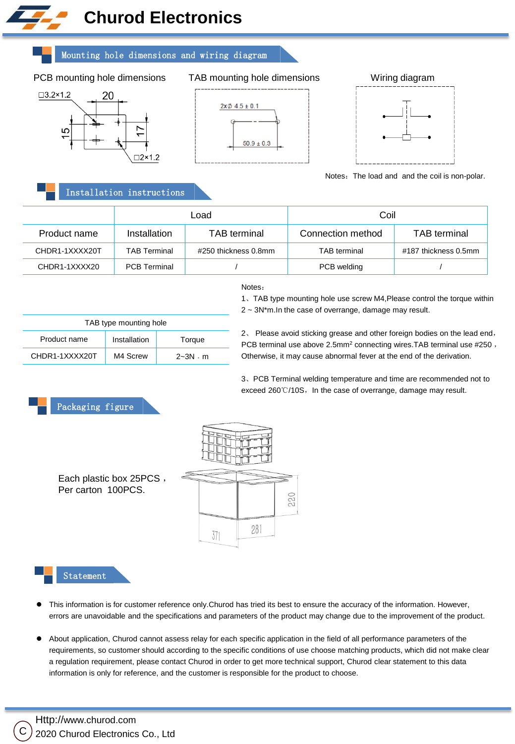# Churod Electronics

## Mounting hole dimensions and wiring diagram

PCB mounting hole dimensions

□3.2×1.2

20

15

17

□2×1.2

TAB mounting hole dimensions

2xØ 4.5 ± 0.1

50.9 ± 0.3

Wiring diagram

Notes：The load and and the coil is non-polar.

## Installation instructions

| | Load | | Coil | |
|---|---|---|---|---|
| Product name | Installation | TAB terminal | Connection method | TAB terminal |
| CHDR1-1XXXX20T | TAB Terminal | #250 thickness 0.8mm | TAB terminal | #187 thickness 0.5mm |
| CHDR1-1XXXX20 | PCB Terminal | / | PCB welding | / |

| TAB type mounting hole | | |
|---|---|---|
| Product name | Installation | Torque |
| CHDR1-1XXXX20T | M4 Screw | 2~3N · m |

Notes：

1、TAB type mounting hole use screw M4,Please control the torque within 2 ~ 3N*m.In the case of overrange, damage may result.

2、 Please avoid sticking grease and other foreign bodies on the lead end，PCB terminal use above 2.5mm$^2$ connecting wires.TAB terminal use #250，Otherwise, it may cause abnormal fever at the end of the derivation.

3、PCB Terminal welding temperature and time are recommended not to exceed 260℃/10S，In the case of overrange, damage may result.

## Packaging figure

Each plastic box 25PCS，
Per carton 100PCS.

220

281

371

## Statement

- This information is for customer reference only.Churod has tried its best to ensure the accuracy of the information. However, errors are unavoidable and the specifications and parameters of the product may change due to the improvement of the product.

- About application, Churod cannot assess relay for each specific application in the field of all performance parameters of the requirements, so customer should according to the specific conditions of use choose matching products, which did not make clear a regulation requirement, please contact Churod in order to get more technical support, Churod clear statement to this data information is only for reference, and the customer is responsible for the product to choose.

Http://www.churod.com

2020 Churod Electronics Co., Ltd